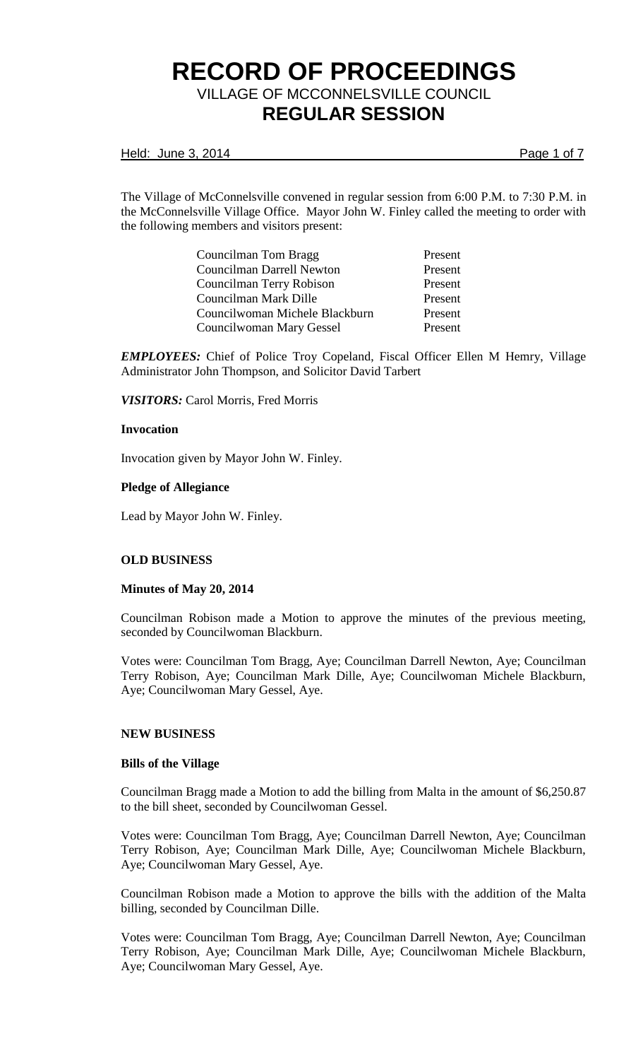# RECORD OF PROCEEDINGS

## VILLAGE OF MCCONNELSVILLE COUNCIL

## REGULAR SESSION

Held: June 3, 2014

The Village of McConnelsville convened in regular session from 6:00 P.M. to 7:30 P.M. in the McConnelsville Village Office. Mayor John W. Finley called the meeting to order with the following members and visitors present:

| | |
|---|---|
| Councilman Tom Bragg | Present |
| Councilman Darrell Newton | Present |
| Councilman Terry Robison | Present |
| Councilman Mark Dille | Present |
| Councilwoman Michele Blackburn | Present |
| Councilwoman Mary Gessel | Present |

***EMPLOYEES:*** Chief of Police Troy Copeland, Fiscal Officer Ellen M Hemry, Village Administrator John Thompson, and Solicitor David Tarbert

***VISITORS:*** Carol Morris, Fred Morris

**Invocation**

Invocation given by Mayor John W. Finley.

**Pledge of Allegiance**

Lead by Mayor John W. Finley.

**OLD BUSINESS**

**Minutes of May 20, 2014**

Councilman Robison made a Motion to approve the minutes of the previous meeting, seconded by Councilwoman Blackburn.

Votes were: Councilman Tom Bragg, Aye; Councilman Darrell Newton, Aye; Councilman Terry Robison, Aye; Councilman Mark Dille, Aye; Councilwoman Michele Blackburn, Aye; Councilwoman Mary Gessel, Aye.

**NEW BUSINESS**

**Bills of the Village**

Councilman Bragg made a Motion to add the billing from Malta in the amount of $6,250.87 to the bill sheet, seconded by Councilwoman Gessel.

Votes were: Councilman Tom Bragg, Aye; Councilman Darrell Newton, Aye; Councilman Terry Robison, Aye; Councilman Mark Dille, Aye; Councilwoman Michele Blackburn, Aye; Councilwoman Mary Gessel, Aye.

Councilman Robison made a Motion to approve the bills with the addition of the Malta billing, seconded by Councilman Dille.

Votes were: Councilman Tom Bragg, Aye; Councilman Darrell Newton, Aye; Councilman Terry Robison, Aye; Councilman Mark Dille, Aye; Councilwoman Michele Blackburn, Aye; Councilwoman Mary Gessel, Aye.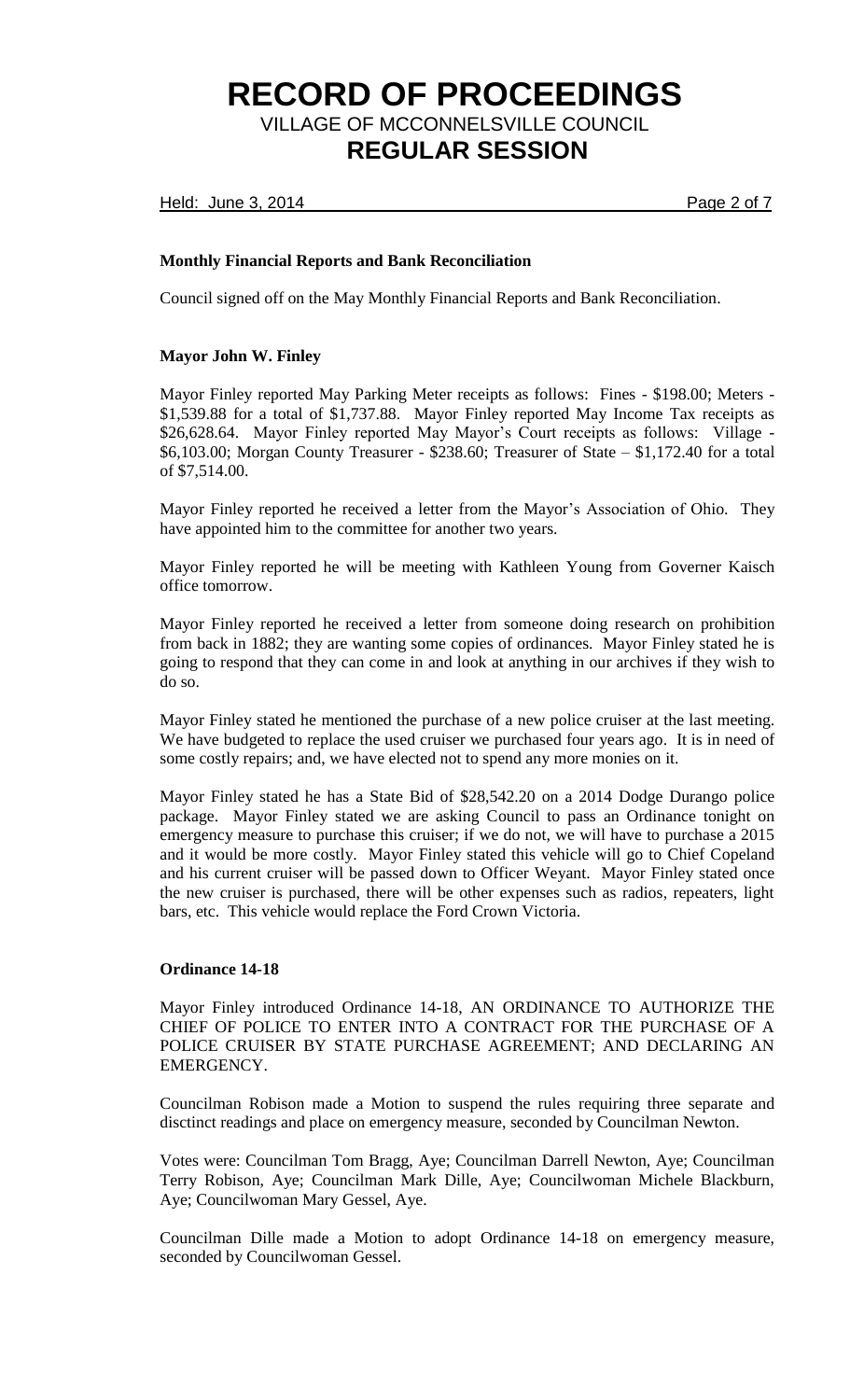**Monthly Financial Reports and Bank Reconciliation**

Council signed off on the May Monthly Financial Reports and Bank Reconciliation.

**Mayor John W. Finley**

Mayor Finley reported May Parking Meter receipts as follows: Fines - $198.00; Meters - $1,539.88 for a total of $1,737.88. Mayor Finley reported May Income Tax receipts as $26,628.64. Mayor Finley reported May Mayor's Court receipts as follows: Village - $6,103.00; Morgan County Treasurer - $238.60; Treasurer of State – $1,172.40 for a total of $7,514.00.

Mayor Finley reported he received a letter from the Mayor's Association of Ohio. They have appointed him to the committee for another two years.

Mayor Finley reported he will be meeting with Kathleen Young from Governer Kaisch office tomorrow.

Mayor Finley reported he received a letter from someone doing research on prohibition from back in 1882; they are wanting some copies of ordinances. Mayor Finley stated he is going to respond that they can come in and look at anything in our archives if they wish to do so.

Mayor Finley stated he mentioned the purchase of a new police cruiser at the last meeting. We have budgeted to replace the used cruiser we purchased four years ago. It is in need of some costly repairs; and, we have elected not to spend any more monies on it.

Mayor Finley stated he has a State Bid of $28,542.20 on a 2014 Dodge Durango police package. Mayor Finley stated we are asking Council to pass an Ordinance tonight on emergency measure to purchase this cruiser; if we do not, we will have to purchase a 2015 and it would be more costly. Mayor Finley stated this vehicle will go to Chief Copeland and his current cruiser will be passed down to Officer Weyant. Mayor Finley stated once the new cruiser is purchased, there will be other expenses such as radios, repeaters, light bars, etc. This vehicle would replace the Ford Crown Victoria.

**Ordinance 14-18**

Mayor Finley introduced Ordinance 14-18, AN ORDINANCE TO AUTHORIZE THE CHIEF OF POLICE TO ENTER INTO A CONTRACT FOR THE PURCHASE OF A POLICE CRUISER BY STATE PURCHASE AGREEMENT; AND DECLARING AN EMERGENCY.

Councilman Robison made a Motion to suspend the rules requiring three separate and disctinct readings and place on emergency measure, seconded by Councilman Newton.

Votes were: Councilman Tom Bragg, Aye; Councilman Darrell Newton, Aye; Councilman Terry Robison, Aye; Councilman Mark Dille, Aye; Councilwoman Michele Blackburn, Aye; Councilwoman Mary Gessel, Aye.

Councilman Dille made a Motion to adopt Ordinance 14-18 on emergency measure, seconded by Councilwoman Gessel.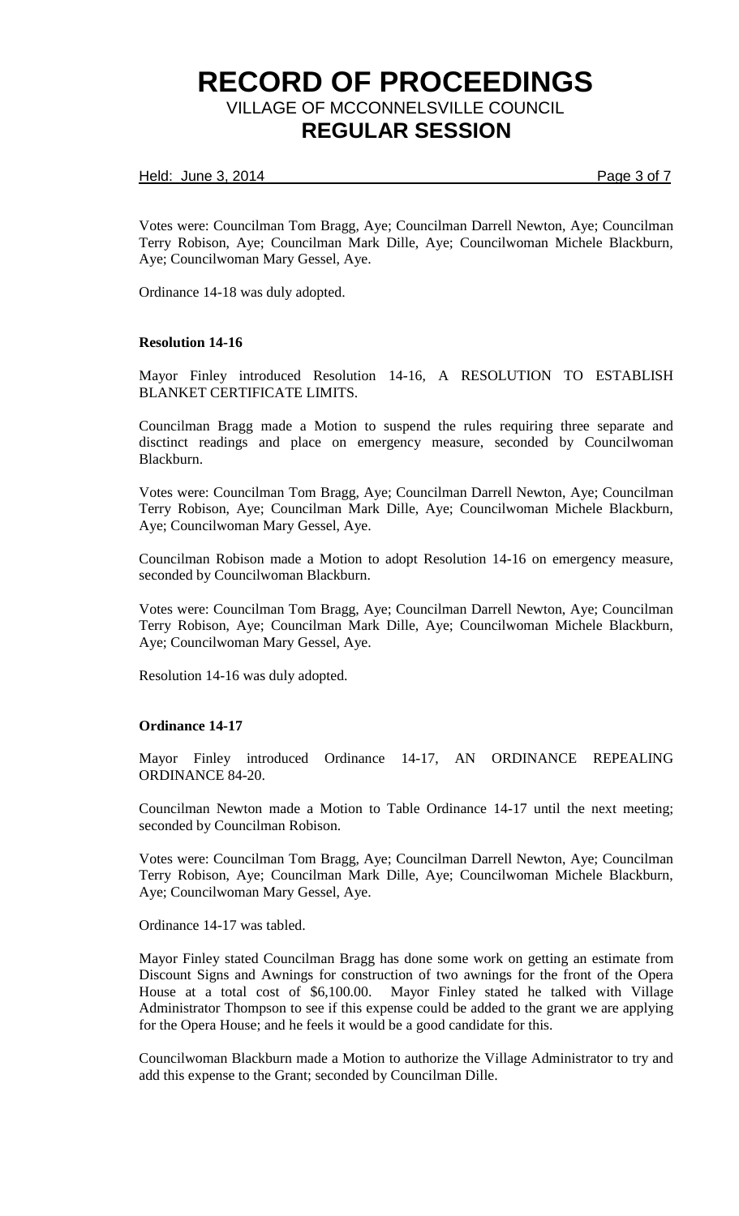Votes were: Councilman Tom Bragg, Aye; Councilman Darrell Newton, Aye; Councilman Terry Robison, Aye; Councilman Mark Dille, Aye; Councilwoman Michele Blackburn, Aye; Councilwoman Mary Gessel, Aye.

Ordinance 14-18 was duly adopted.

**Resolution 14-16**

Mayor Finley introduced Resolution 14-16, A RESOLUTION TO ESTABLISH BLANKET CERTIFICATE LIMITS.

Councilman Bragg made a Motion to suspend the rules requiring three separate and disctinct readings and place on emergency measure, seconded by Councilwoman Blackburn.

Votes were: Councilman Tom Bragg, Aye; Councilman Darrell Newton, Aye; Councilman Terry Robison, Aye; Councilman Mark Dille, Aye; Councilwoman Michele Blackburn, Aye; Councilwoman Mary Gessel, Aye.

Councilman Robison made a Motion to adopt Resolution 14-16 on emergency measure, seconded by Councilwoman Blackburn.

Votes were: Councilman Tom Bragg, Aye; Councilman Darrell Newton, Aye; Councilman Terry Robison, Aye; Councilman Mark Dille, Aye; Councilwoman Michele Blackburn, Aye; Councilwoman Mary Gessel, Aye.

Resolution 14-16 was duly adopted.

**Ordinance 14-17**

Mayor Finley introduced Ordinance 14-17, AN ORDINANCE REPEALING ORDINANCE 84-20.

Councilman Newton made a Motion to Table Ordinance 14-17 until the next meeting; seconded by Councilman Robison.

Votes were: Councilman Tom Bragg, Aye; Councilman Darrell Newton, Aye; Councilman Terry Robison, Aye; Councilman Mark Dille, Aye; Councilwoman Michele Blackburn, Aye; Councilwoman Mary Gessel, Aye.

Ordinance 14-17 was tabled.

Mayor Finley stated Councilman Bragg has done some work on getting an estimate from Discount Signs and Awnings for construction of two awnings for the front of the Opera House at a total cost of $6,100.00. Mayor Finley stated he talked with Village Administrator Thompson to see if this expense could be added to the grant we are applying for the Opera House; and he feels it would be a good candidate for this.

Councilwoman Blackburn made a Motion to authorize the Village Administrator to try and add this expense to the Grant; seconded by Councilman Dille.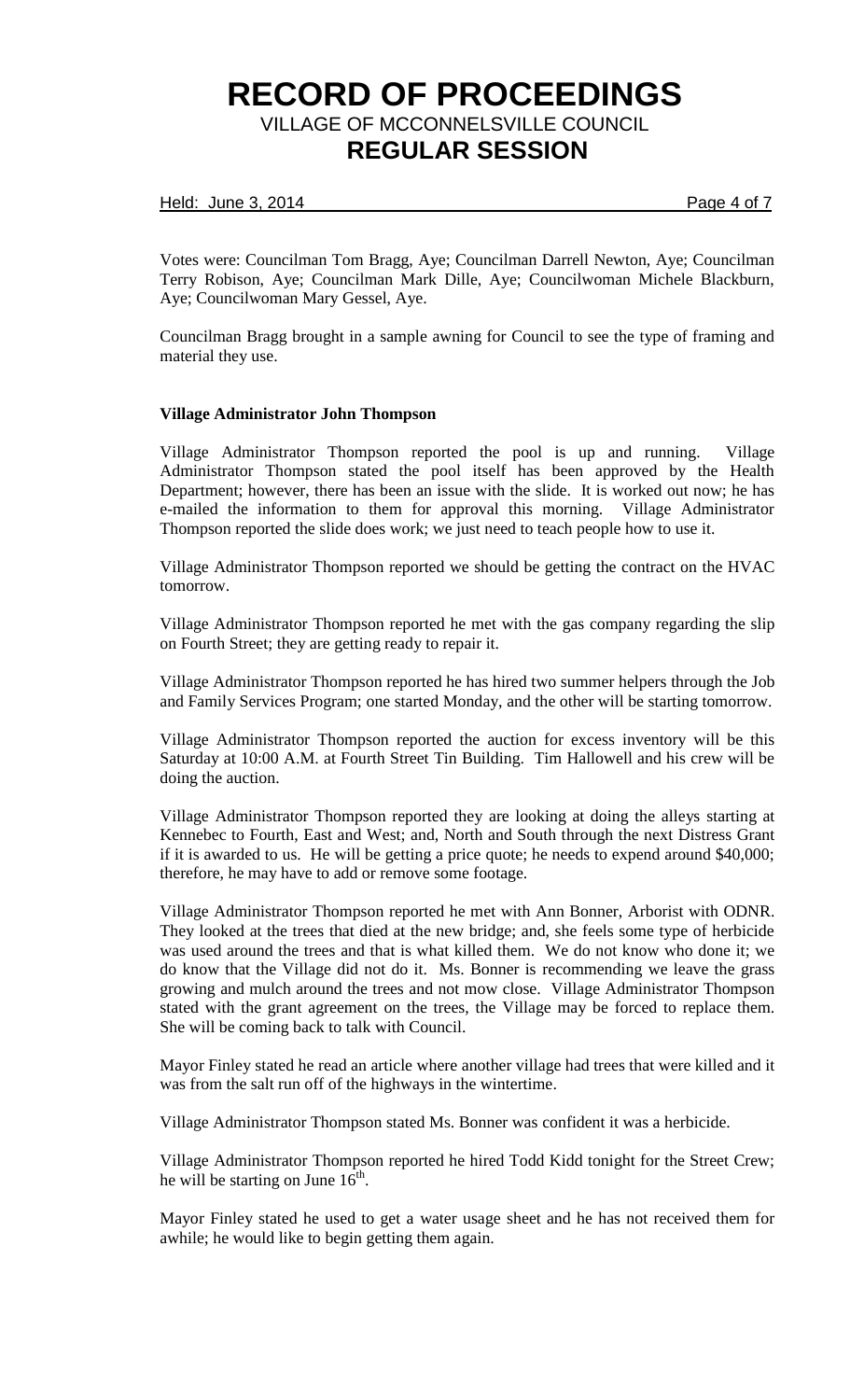Votes were: Councilman Tom Bragg, Aye; Councilman Darrell Newton, Aye; Councilman Terry Robison, Aye; Councilman Mark Dille, Aye; Councilwoman Michele Blackburn, Aye; Councilwoman Mary Gessel, Aye.

Councilman Bragg brought in a sample awning for Council to see the type of framing and material they use.

**Village Administrator John Thompson**

Village Administrator Thompson reported the pool is up and running. Village Administrator Thompson stated the pool itself has been approved by the Health Department; however, there has been an issue with the slide. It is worked out now; he has e-mailed the information to them for approval this morning. Village Administrator Thompson reported the slide does work; we just need to teach people how to use it.

Village Administrator Thompson reported we should be getting the contract on the HVAC tomorrow.

Village Administrator Thompson reported he met with the gas company regarding the slip on Fourth Street; they are getting ready to repair it.

Village Administrator Thompson reported he has hired two summer helpers through the Job and Family Services Program; one started Monday, and the other will be starting tomorrow.

Village Administrator Thompson reported the auction for excess inventory will be this Saturday at 10:00 A.M. at Fourth Street Tin Building. Tim Hallowell and his crew will be doing the auction.

Village Administrator Thompson reported they are looking at doing the alleys starting at Kennebec to Fourth, East and West; and, North and South through the next Distress Grant if it is awarded to us. He will be getting a price quote; he needs to expend around $40,000; therefore, he may have to add or remove some footage.

Village Administrator Thompson reported he met with Ann Bonner, Arborist with ODNR. They looked at the trees that died at the new bridge; and, she feels some type of herbicide was used around the trees and that is what killed them. We do not know who done it; we do know that the Village did not do it. Ms. Bonner is recommending we leave the grass growing and mulch around the trees and not mow close. Village Administrator Thompson stated with the grant agreement on the trees, the Village may be forced to replace them. She will be coming back to talk with Council.

Mayor Finley stated he read an article where another village had trees that were killed and it was from the salt run off of the highways in the wintertime.

Village Administrator Thompson stated Ms. Bonner was confident it was a herbicide.

Village Administrator Thompson reported he hired Todd Kidd tonight for the Street Crew; he will be starting on June 16th.

Mayor Finley stated he used to get a water usage sheet and he has not received them for awhile; he would like to begin getting them again.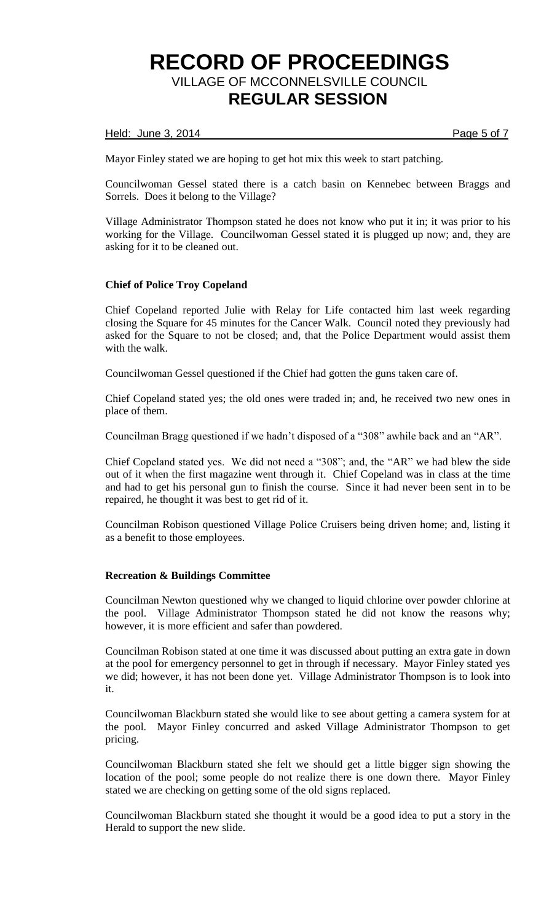Mayor Finley stated we are hoping to get hot mix this week to start patching.

Councilwoman Gessel stated there is a catch basin on Kennebec between Braggs and Sorrels. Does it belong to the Village?

Village Administrator Thompson stated he does not know who put it in; it was prior to his working for the Village. Councilwoman Gessel stated it is plugged up now; and, they are asking for it to be cleaned out.

**Chief of Police Troy Copeland**

Chief Copeland reported Julie with Relay for Life contacted him last week regarding closing the Square for 45 minutes for the Cancer Walk. Council noted they previously had asked for the Square to not be closed; and, that the Police Department would assist them with the walk.

Councilwoman Gessel questioned if the Chief had gotten the guns taken care of.

Chief Copeland stated yes; the old ones were traded in; and, he received two new ones in place of them.

Councilman Bragg questioned if we hadn't disposed of a "308" awhile back and an "AR".

Chief Copeland stated yes. We did not need a "308"; and, the "AR" we had blew the side out of it when the first magazine went through it. Chief Copeland was in class at the time and had to get his personal gun to finish the course. Since it had never been sent in to be repaired, he thought it was best to get rid of it.

Councilman Robison questioned Village Police Cruisers being driven home; and, listing it as a benefit to those employees.

**Recreation & Buildings Committee**

Councilman Newton questioned why we changed to liquid chlorine over powder chlorine at the pool. Village Administrator Thompson stated he did not know the reasons why; however, it is more efficient and safer than powdered.

Councilman Robison stated at one time it was discussed about putting an extra gate in down at the pool for emergency personnel to get in through if necessary. Mayor Finley stated yes we did; however, it has not been done yet. Village Administrator Thompson is to look into it.

Councilwoman Blackburn stated she would like to see about getting a camera system for at the pool. Mayor Finley concurred and asked Village Administrator Thompson to get pricing.

Councilwoman Blackburn stated she felt we should get a little bigger sign showing the location of the pool; some people do not realize there is one down there. Mayor Finley stated we are checking on getting some of the old signs replaced.

Councilwoman Blackburn stated she thought it would be a good idea to put a story in the Herald to support the new slide.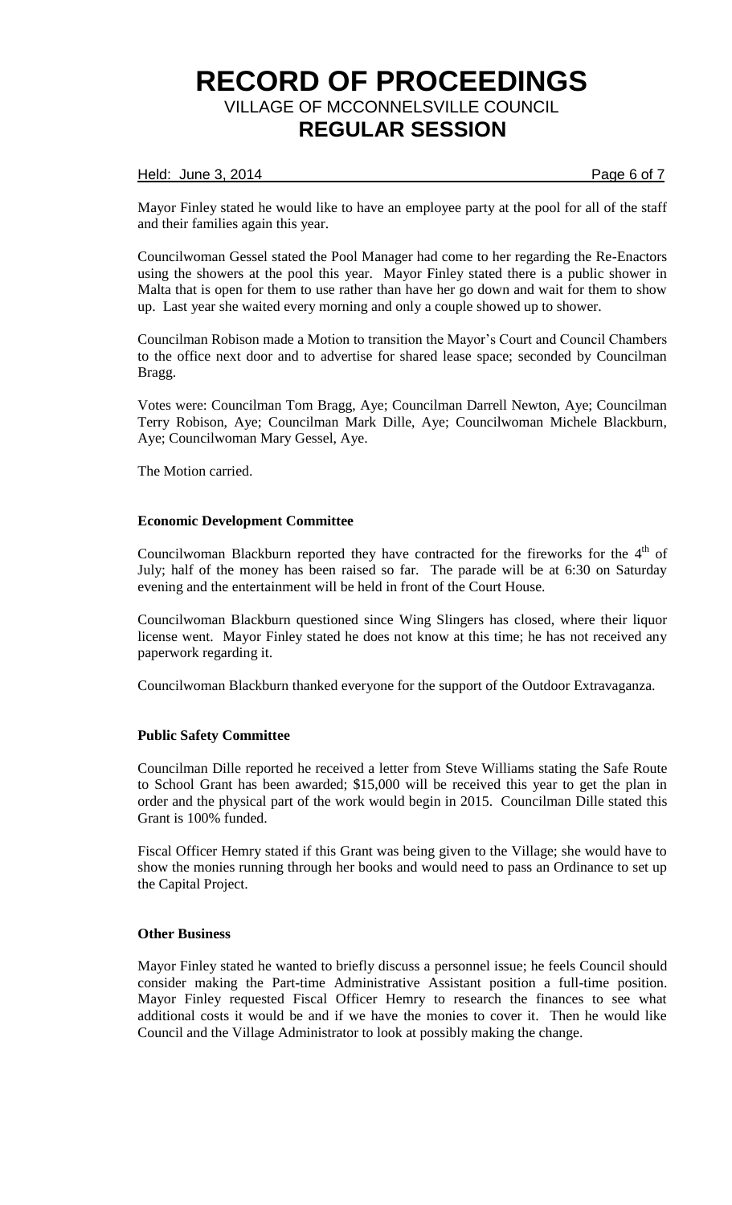Mayor Finley stated he would like to have an employee party at the pool for all of the staff and their families again this year.

Councilwoman Gessel stated the Pool Manager had come to her regarding the Re-Enactors using the showers at the pool this year. Mayor Finley stated there is a public shower in Malta that is open for them to use rather than have her go down and wait for them to show up. Last year she waited every morning and only a couple showed up to shower.

Councilman Robison made a Motion to transition the Mayor's Court and Council Chambers to the office next door and to advertise for shared lease space; seconded by Councilman Bragg.

Votes were: Councilman Tom Bragg, Aye; Councilman Darrell Newton, Aye; Councilman Terry Robison, Aye; Councilman Mark Dille, Aye; Councilwoman Michele Blackburn, Aye; Councilwoman Mary Gessel, Aye.

The Motion carried.

**Economic Development Committee**

Councilwoman Blackburn reported they have contracted for the fireworks for the 4th of July; half of the money has been raised so far. The parade will be at 6:30 on Saturday evening and the entertainment will be held in front of the Court House.

Councilwoman Blackburn questioned since Wing Slingers has closed, where their liquor license went. Mayor Finley stated he does not know at this time; he has not received any paperwork regarding it.

Councilwoman Blackburn thanked everyone for the support of the Outdoor Extravaganza.

**Public Safety Committee**

Councilman Dille reported he received a letter from Steve Williams stating the Safe Route to School Grant has been awarded; $15,000 will be received this year to get the plan in order and the physical part of the work would begin in 2015. Councilman Dille stated this Grant is 100% funded.

Fiscal Officer Hemry stated if this Grant was being given to the Village; she would have to show the monies running through her books and would need to pass an Ordinance to set up the Capital Project.

**Other Business**

Mayor Finley stated he wanted to briefly discuss a personnel issue; he feels Council should consider making the Part-time Administrative Assistant position a full-time position. Mayor Finley requested Fiscal Officer Hemry to research the finances to see what additional costs it would be and if we have the monies to cover it. Then he would like Council and the Village Administrator to look at possibly making the change.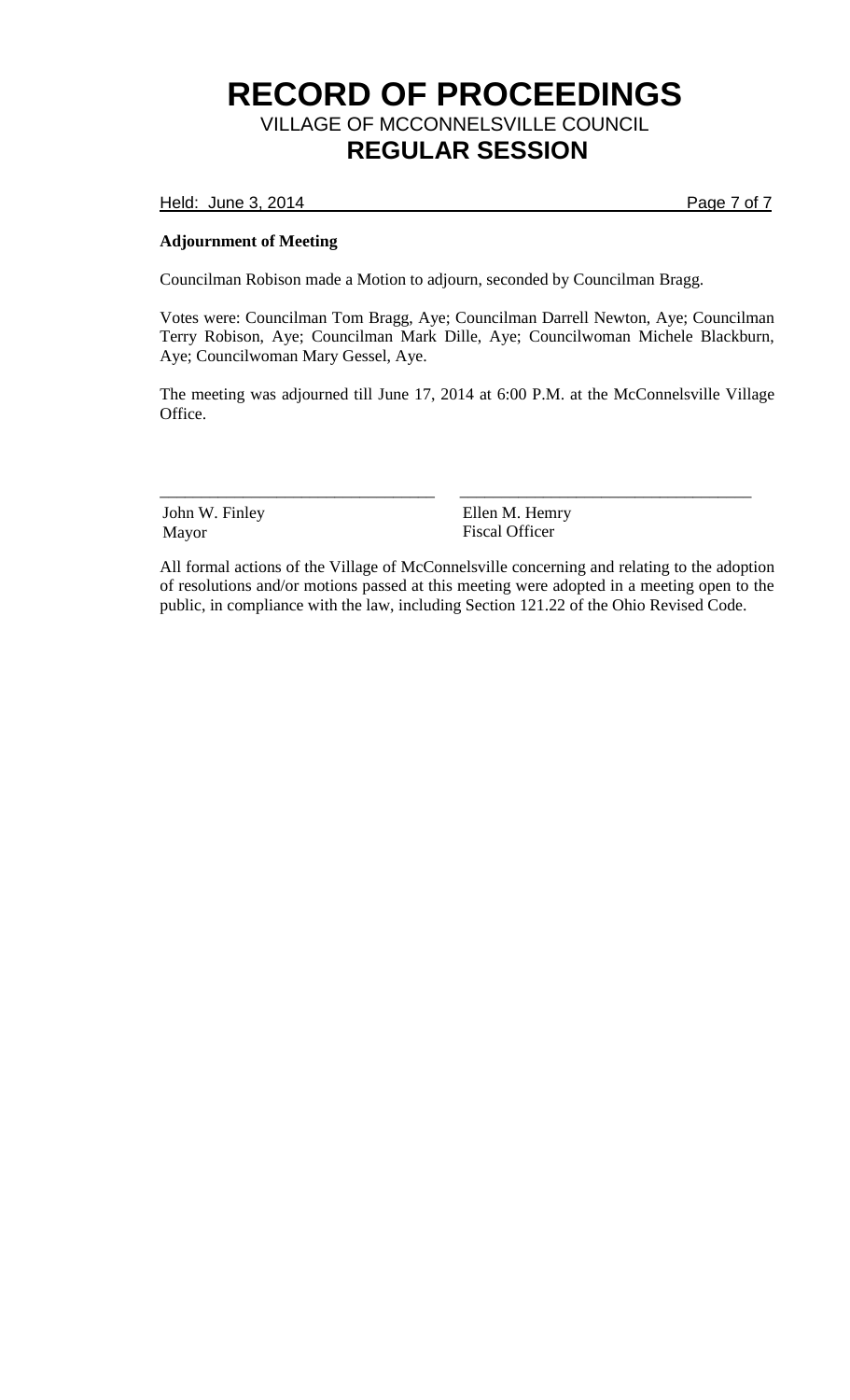**Adjournment of Meeting**

Councilman Robison made a Motion to adjourn, seconded by Councilman Bragg.

Votes were: Councilman Tom Bragg, Aye; Councilman Darrell Newton, Aye; Councilman Terry Robison, Aye; Councilman Mark Dille, Aye; Councilwoman Michele Blackburn, Aye; Councilwoman Mary Gessel, Aye.

The meeting was adjourned till June 17, 2014 at 6:00 P.M. at the McConnelsville Village Office.

\_\_\_\_\_\_\_\_\_\_\_\_\_\_\_\_\_\_\_\_\_\_\_\_\_\_\_\_\_\_\_\_ \_\_\_\_\_\_\_\_\_\_\_\_\_\_\_\_\_\_\_\_\_\_\_\_\_\_\_\_\_\_\_\_\_\_

John W. Finley
Mayor

Ellen M. Hemry
Fiscal Officer

All formal actions of the Village of McConnelsville concerning and relating to the adoption of resolutions and/or motions passed at this meeting were adopted in a meeting open to the public, in compliance with the law, including Section 121.22 of the Ohio Revised Code.